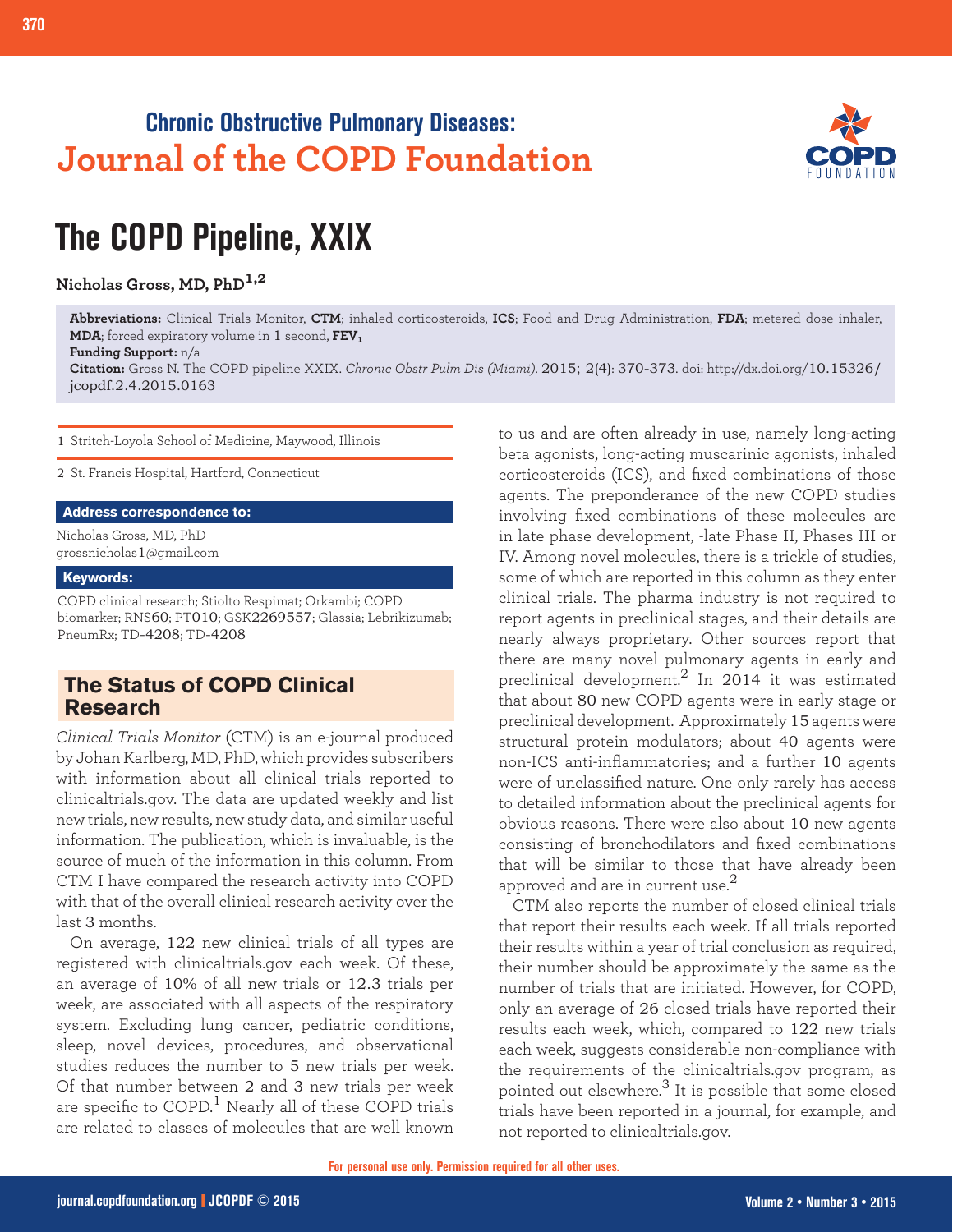Chronic Obstructive Pulmonary Diseases:
Journal of the COPD Foundation

# The COPD Pipeline, XXIX

**Nicholas Gross, MD, PhD**[1,2]

**Abbreviations:** Clinical Trials Monitor, **CTM**; inhaled corticosteroids, **ICS**; Food and Drug Administration, **FDA**; metered dose inhaler, **MDA**; forced expiratory volume in 1 second, **$FEV_1$**

**Funding Support:** n/a

**Citation:** Gross N. The COPD pipeline XXIX. *Chronic Obstr Pulm Dis (Miami)*. 2015; 2(4): 370-373. doi: http://dx.doi.org/10.15326/jcopdf.2.4.2015.0163

1 Stritch-Loyola School of Medicine, Maywood, Illinois

2 St. Francis Hospital, Hartford, Connecticut

**Address correspondence to:**

Nicholas Gross, MD, PhD
grossnicholas1@gmail.com

**Keywords:**

COPD clinical research; Stiolto Respimat; Orkambi; COPD biomarker; RNS60; PT010; GSK2269557; Glassia; Lebrikizumab; PneumRx; TD-4208; TD-4208

## The Status of COPD Clinical Research

*Clinical Trials Monitor* (CTM) is an e-journal produced by Johan Karlberg, MD, PhD, which provides subscribers with information about all clinical trials reported to clinicaltrials.gov. The data are updated weekly and list new trials, new results, new study data, and similar useful information. The publication, which is invaluable, is the source of much of the information in this column. From CTM I have compared the research activity into COPD with that of the overall clinical research activity over the last 3 months.

On average, 122 new clinical trials of all types are registered with clinicaltrials.gov each week. Of these, an average of 10% of all new trials or 12.3 trials per week, are associated with all aspects of the respiratory system. Excluding lung cancer, pediatric conditions, sleep, novel devices, procedures, and observational studies reduces the number to 5 new trials per week. Of that number between 2 and 3 new trials per week are specific to COPD.[1] Nearly all of these COPD trials are related to classes of molecules that are well known to us and are often already in use, namely long-acting beta agonists, long-acting muscarinic agonists, inhaled corticosteroids (ICS), and fixed combinations of those agents. The preponderance of the new COPD studies involving fixed combinations of these molecules are in late phase development, -late Phase II, Phases III or IV. Among novel molecules, there is a trickle of studies, some of which are reported in this column as they enter clinical trials. The pharma industry is not required to report agents in preclinical stages, and their details are nearly always proprietary. Other sources report that there are many novel pulmonary agents in early and preclinical development.[2] In 2014 it was estimated that about 80 new COPD agents were in early stage or preclinical development. Approximately 15 agents were structural protein modulators; about 40 agents were non-ICS anti-inflammatories; and a further 10 agents were of unclassified nature. One only rarely has access to detailed information about the preclinical agents for obvious reasons. There were also about 10 new agents consisting of bronchodilators and fixed combinations that will be similar to those that have already been approved and are in current use.[2]

CTM also reports the number of closed clinical trials that report their results each week. If all trials reported their results within a year of trial conclusion as required, their number should be approximately the same as the number of trials that are initiated. However, for COPD, only an average of 26 closed trials have reported their results each week, which, compared to 122 new trials each week, suggests considerable non-compliance with the requirements of the clinicaltrials.gov program, as pointed out elsewhere.[3] It is possible that some closed trials have been reported in a journal, for example, and not reported to clinicaltrials.gov.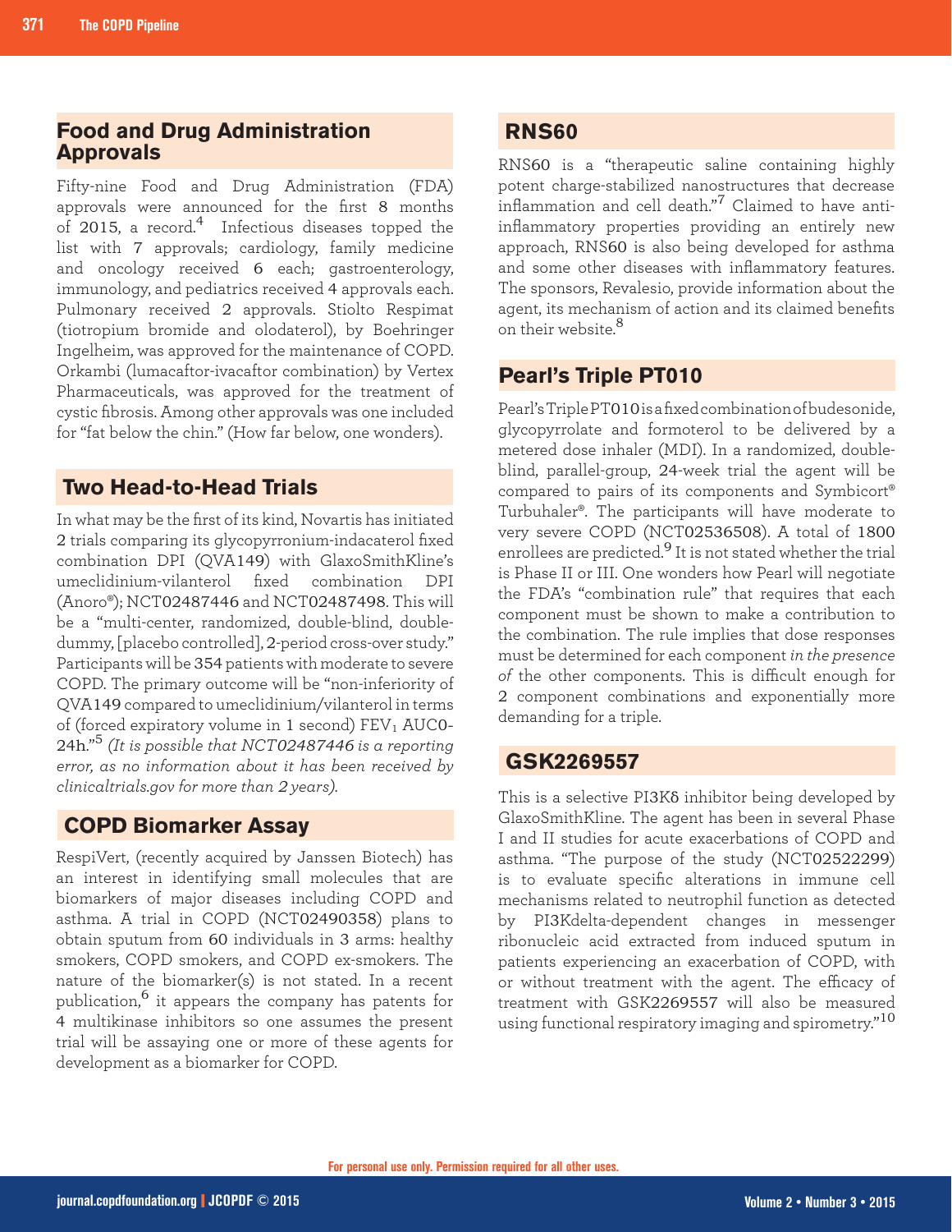## Food and Drug Administration Approvals

Fifty-nine Food and Drug Administration (FDA) approvals were announced for the first 8 months of 2015, a record.[4] Infectious diseases topped the list with 7 approvals; cardiology, family medicine and oncology received 6 each; gastroenterology, immunology, and pediatrics received 4 approvals each. Pulmonary received 2 approvals. Stiolto Respimat (tiotropium bromide and olodaterol), by Boehringer Ingelheim, was approved for the maintenance of COPD. Orkambi (lumacaftor-ivacaftor combination) by Vertex Pharmaceuticals, was approved for the treatment of cystic fibrosis. Among other approvals was one included for "fat below the chin." (How far below, one wonders).

## Two Head-to-Head Trials

In what may be the first of its kind, Novartis has initiated 2 trials comparing its glycopyrronium-indacaterol fixed combination DPI (QVA149) with GlaxoSmithKline's umeclidinium-vilanterol fixed combination DPI (Anoro®); NCT02487446 and NCT02487498. This will be a "multi-center, randomized, double-blind, double-dummy, [placebo controlled], 2-period cross-over study." Participants will be 354 patients with moderate to severe COPD. The primary outcome will be "non-inferiority of QVA149 compared to umeclidinium/vilanterol in terms of (forced expiratory volume in 1 second) $FEV_1$ AUC0-24h."[5] *(It is possible that NCT02487446 is a reporting error, as no information about it has been received by clinicaltrials.gov for more than 2 years).*

## COPD Biomarker Assay

RespiVert, (recently acquired by Janssen Biotech) has an interest in identifying small molecules that are biomarkers of major diseases including COPD and asthma. A trial in COPD (NCT02490358) plans to obtain sputum from 60 individuals in 3 arms: healthy smokers, COPD smokers, and COPD ex-smokers. The nature of the biomarker(s) is not stated. In a recent publication,[6] it appears the company has patents for 4 multikinase inhibitors so one assumes the present trial will be assaying one or more of these agents for development as a biomarker for COPD.

## RNS60

RNS60 is a "therapeutic saline containing highly potent charge-stabilized nanostructures that decrease inflammation and cell death."[7] Claimed to have anti-inflammatory properties providing an entirely new approach, RNS60 is also being developed for asthma and some other diseases with inflammatory features. The sponsors, Revalesio, provide information about the agent, its mechanism of action and its claimed benefits on their website.[8]

## Pearl's Triple PT010

Pearl's Triple PT010 is a fixed combination of budesonide, glycopyrrolate and formoterol to be delivered by a metered dose inhaler (MDI). In a randomized, double-blind, parallel-group, 24-week trial the agent will be compared to pairs of its components and Symbicort® Turbuhaler®. The participants will have moderate to very severe COPD (NCT02536508). A total of 1800 enrollees are predicted.[9] It is not stated whether the trial is Phase II or III. One wonders how Pearl will negotiate the FDA's "combination rule" that requires that each component must be shown to make a contribution to the combination. The rule implies that dose responses must be determined for each component *in the presence of* the other components. This is difficult enough for 2 component combinations and exponentially more demanding for a triple.

## GSK2269557

This is a selective PI3Kδ inhibitor being developed by GlaxoSmithKline. The agent has been in several Phase I and II studies for acute exacerbations of COPD and asthma. "The purpose of the study (NCT02522299) is to evaluate specific alterations in immune cell mechanisms related to neutrophil function as detected by PI3Kdelta-dependent changes in messenger ribonucleic acid extracted from induced sputum in patients experiencing an exacerbation of COPD, with or without treatment with the agent. The efficacy of treatment with GSK2269557 will also be measured using functional respiratory imaging and spirometry."[10]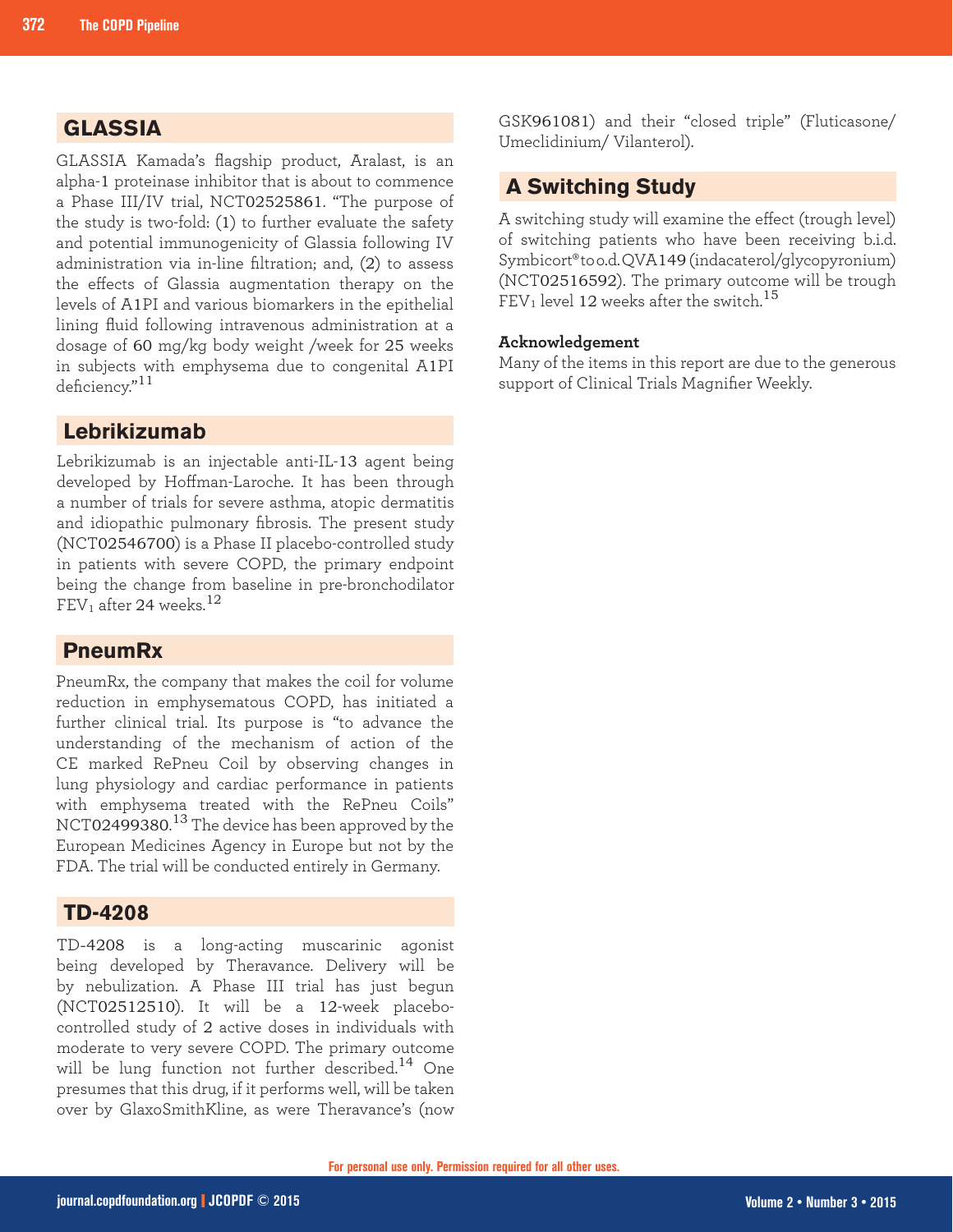## GLASSIA

GLASSIA Kamada's flagship product, Aralast, is an alpha-1 proteinase inhibitor that is about to commence a Phase III/IV trial, NCT02525861. "The purpose of the study is two-fold: (1) to further evaluate the safety and potential immunogenicity of Glassia following IV administration via in-line filtration; and, (2) to assess the effects of Glassia augmentation therapy on the levels of A1PI and various biomarkers in the epithelial lining fluid following intravenous administration at a dosage of 60 mg/kg body weight /week for 25 weeks in subjects with emphysema due to congenital A1PI deficiency."[11]

## Lebrikizumab

Lebrikizumab is an injectable anti-IL-13 agent being developed by Hoffman-Laroche. It has been through a number of trials for severe asthma, atopic dermatitis and idiopathic pulmonary fibrosis. The present study (NCT02546700) is a Phase II placebo-controlled study in patients with severe COPD, the primary endpoint being the change from baseline in pre-bronchodilator $FEV_1$ after 24 weeks.[12]

## PneumRx

PneumRx, the company that makes the coil for volume reduction in emphysematous COPD, has initiated a further clinical trial. Its purpose is "to advance the understanding of the mechanism of action of the CE marked RePneu Coil by observing changes in lung physiology and cardiac performance in patients with emphysema treated with the RePneu Coils" NCT02499380.[13] The device has been approved by the European Medicines Agency in Europe but not by the FDA. The trial will be conducted entirely in Germany.

## TD-4208

TD-4208 is a long-acting muscarinic agonist being developed by Theravance. Delivery will be by nebulization. A Phase III trial has just begun (NCT02512510). It will be a 12-week placebo-controlled study of 2 active doses in individuals with moderate to very severe COPD. The primary outcome will be lung function not further described.[14] One presumes that this drug, if it performs well, will be taken over by GlaxoSmithKline, as were Theravance's (now GSK961081) and their "closed triple" (Fluticasone/ Umeclidinium/ Vilanterol).

## A Switching Study

A switching study will examine the effect (trough level) of switching patients who have been receiving b.i.d. Symbicort® to o.d. QVA149 (indacaterol/glycopyronium) (NCT02516592). The primary outcome will be trough $FEV_1$ level 12 weeks after the switch.[15]

**Acknowledgement**

Many of the items in this report are due to the generous support of Clinical Trials Magnifier Weekly.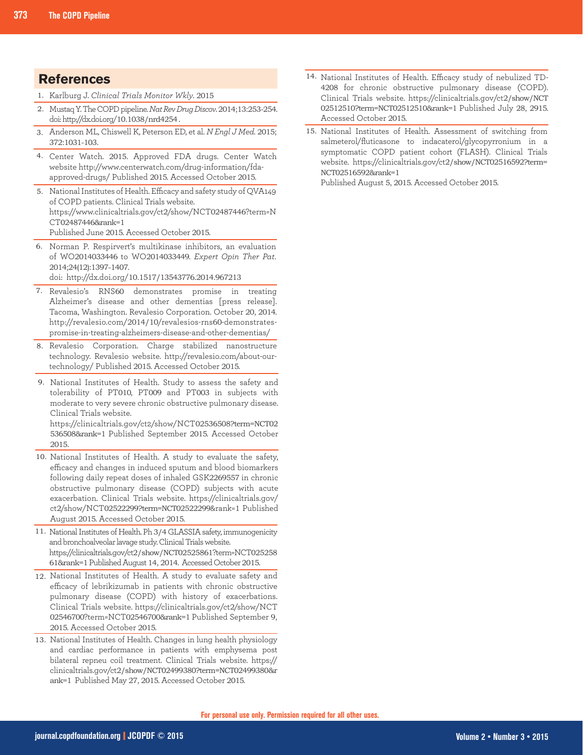## References

1. Karlburg J. *Clinical Trials Monitor Wkly*. 2015
2. Mustaq Y. The COPD pipeline. *Nat Rev Drug Discov*. 2014;13:253-254. doi: http://dx.doi.org/10.1038/nrd4254 .
3. Anderson ML, Chiswell K, Peterson ED, et al. *N Engl J Med*. 2015; 372:1031-103.
4. Center Watch. 2015. Approved FDA drugs. Center Watch website http://www.centerwatch.com/drug-information/fda-approved-drugs/ Published 2015. Accessed October 2015.
5. National Institutes of Health. Efficacy and safety study of QVA149 of COPD patients. Clinical Trials website. https://www.clinicaltrials.gov/ct2/show/NCT02487446?term=NCT02487446&rank=1 Published June 2015. Accessed October 2015.
6. Norman P. Respirvert's multikinase inhibitors, an evaluation of WO2014033446 to WO2014033449. *Expert Opin Ther Pat*. 2014;24(12):1397-1407. doi: http://dx.doi.org/10.1517/13543776.2014.967213
7. Revalesio's RNS60 demonstrates promise in treating Alzheimer's disease and other dementias [press release]. Tacoma, Washington. Revalesio Corporation. October 20, 2014. http://revalesio.com/2014/10/revalesios-rns60-demonstrates-promise-in-treating-alzheimers-disease-and-other-dementias/
8. Revalesio Corporation. Charge stabilized nanostructure technology. Revalesio website. http://revalesio.com/about-our-technology/ Published 2015. Accessed October 2015.
9. National Institutes of Health. Study to assess the safety and tolerability of PT010, PT009 and PT003 in subjects with moderate to very severe chronic obstructive pulmonary disease. Clinical Trials website. https://clinicaltrials.gov/ct2/show/NCT02536508?term=NCT02536508&rank=1 Published September 2015. Accessed October 2015.
10. National Institutes of Health. A study to evaluate the safety, efficacy and changes in induced sputum and blood biomarkers following daily repeat doses of inhaled GSK2269557 in chronic obstructive pulmonary disease (COPD) subjects with acute exacerbation. Clinical Trials website. https://clinicaltrials.gov/ct2/show/NCT02522299?term=NCT02522299&rank=1 Published August 2015. Accessed October 2015.
11. National Institutes of Health. Ph 3/4 GLASSIA safety, immunogenicity and bronchoalveolar lavage study. Clinical Trials website. https://clinicaltrials.gov/ct2/show/NCT02525861?term=NCT02525861&rank=1 Published August 14, 2014. Accessed October 2015.
12. National Institutes of Health. A study to evaluate safety and efficacy of lebrikizumab in patients with chronic obstructive pulmonary disease (COPD) with history of exacerbations. Clinical Trials website. https://clinicaltrials.gov/ct2/show/NCT02546700?term=NCT02546700&rank=1 Published September 9, 2015. Accessed October 2015.
13. National Institutes of Health. Changes in lung health physiology and cardiac performance in patients with emphysema post bilateral repneu coil treatment. Clinical Trials website. https://clinicaltrials.gov/ct2/show/NCT02499380?term=NCT02499380&rank=1 Published May 27, 2015. Accessed October 2015.
14. National Institutes of Health. Efficacy study of nebulized TD-4208 for chronic obstructive pulmonary disease (COPD). Clinical Trials website. https://clinicaltrials.gov/ct2/show/NCT02512510?term=NCT02512510&rank=1 Published July 28, 2915. Accessed October 2015.
15. National Institutes of Health. Assessment of switching from salmeterol/fluticasone to indacaterol/glycopyrronium in a symptomatic COPD patient cohort (FLASH). Clinical Trials website. https://clinicaltrials.gov/ct2/show/NCT02516592?term=NCT02516592&rank=1 Published August 5, 2015. Accessed October 2015.

For personal use only. Permission required for all other uses.